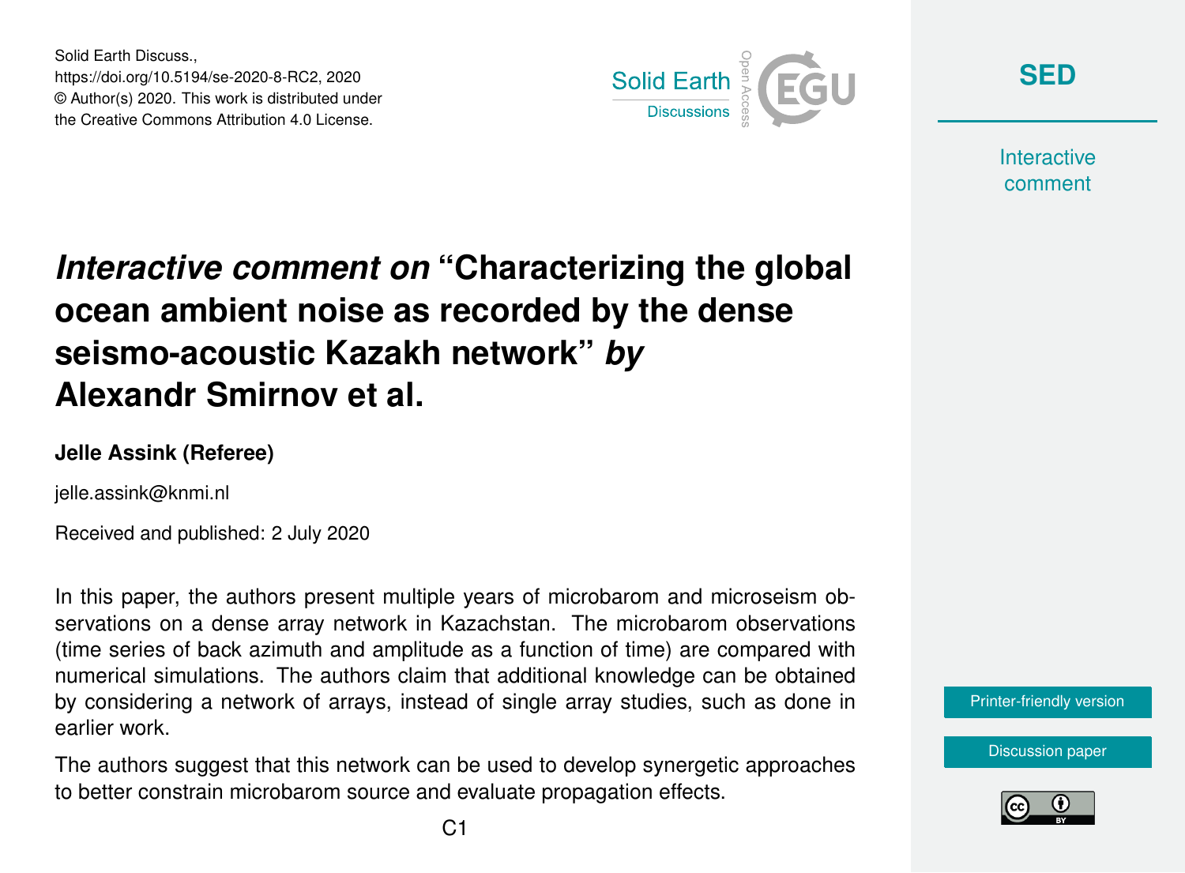# *Interactive comment on* "Characterizing the global ocean ambient noise as recorded by the dense seismo-acoustic Kazakh network" *by* Alexandr Smirnov et al.

**Jelle Assink (Referee)**

jelle.assink@knmi.nl

Received and published: 2 July 2020

In this paper, the authors present multiple years of microbarom and microseism observations on a dense array network in Kazachstan. The microbarom observations (time series of back azimuth and amplitude as a function of time) are compared with numerical simulations. The authors claim that additional knowledge can be obtained by considering a network of arrays, instead of single array studies, such as done in earlier work.

The authors suggest that this network can be used to develop synergetic approaches to better constrain microbarom source and evaluate propagation effects.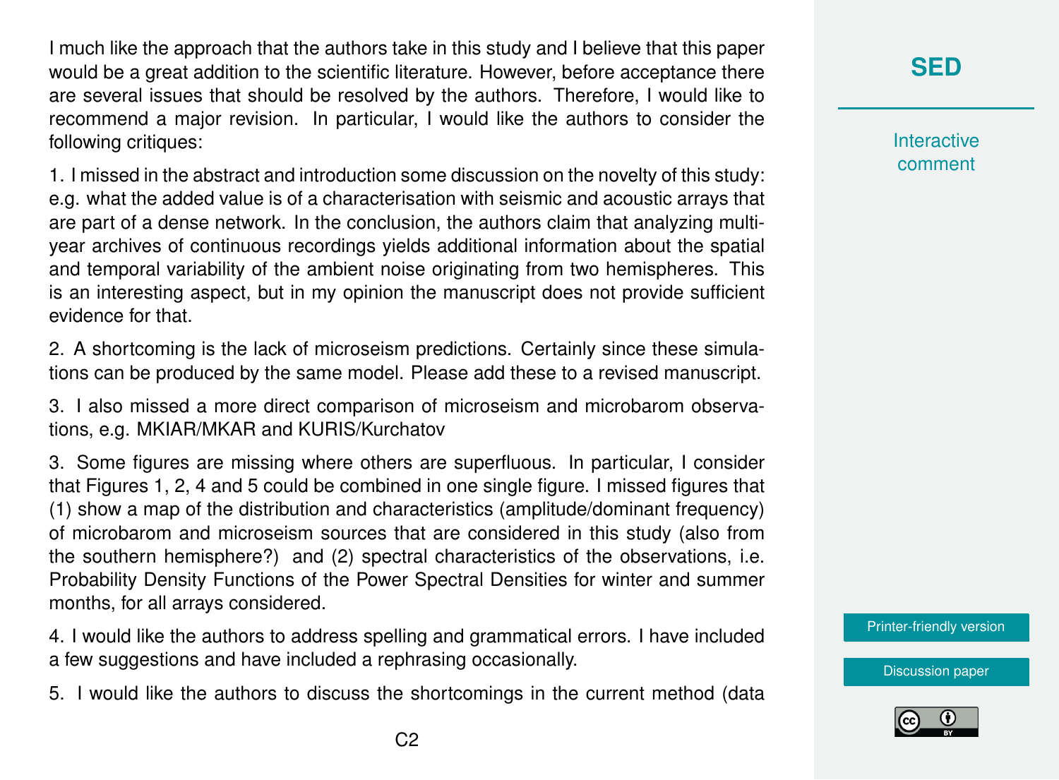I much like the approach that the authors take in this study and I believe that this paper would be a great addition to the scientific literature. However, before acceptance there are several issues that should be resolved by the authors. Therefore, I would like to recommend a major revision. In particular, I would like the authors to consider the following critiques:

1. I missed in the abstract and introduction some discussion on the novelty of this study: e.g. what the added value is of a characterisation with seismic and acoustic arrays that are part of a dense network. In the conclusion, the authors claim that analyzing multi-year archives of continuous recordings yields additional information about the spatial and temporal variability of the ambient noise originating from two hemispheres. This is an interesting aspect, but in my opinion the manuscript does not provide sufficient evidence for that.

2. A shortcoming is the lack of microseism predictions. Certainly since these simulations can be produced by the same model. Please add these to a revised manuscript.

3. I also missed a more direct comparison of microseism and microbarom observations, e.g. MKIAR/MKAR and KURIS/Kurchatov

3. Some figures are missing where others are superfluous. In particular, I consider that Figures 1, 2, 4 and 5 could be combined in one single figure. I missed figures that (1) show a map of the distribution and characteristics (amplitude/dominant frequency) of microbarom and microseism sources that are considered in this study (also from the southern hemisphere?) and (2) spectral characteristics of the observations, i.e. Probability Density Functions of the Power Spectral Densities for winter and summer months, for all arrays considered.

4. I would like the authors to address spelling and grammatical errors. I have included a few suggestions and have included a rephrasing occasionally.

5. I would like the authors to discuss the shortcomings in the current method (data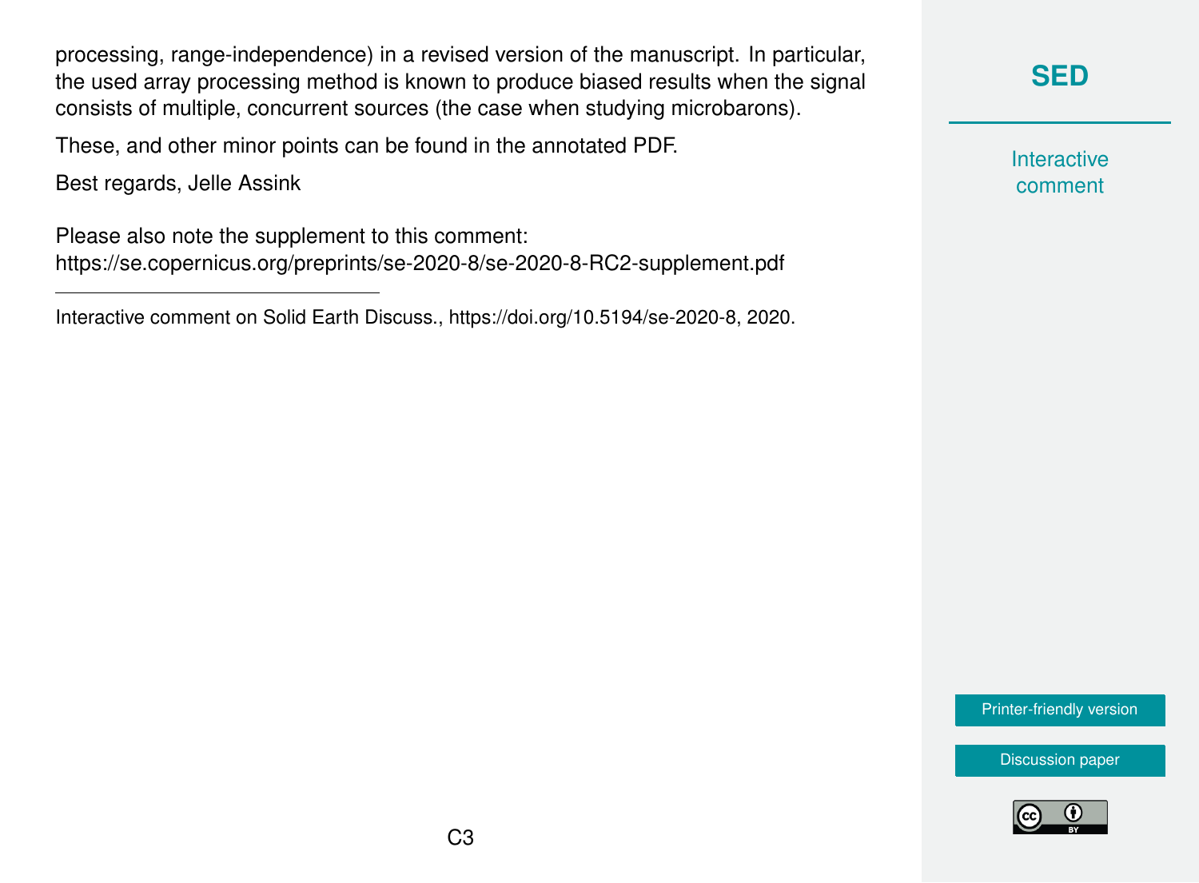processing, range-independence) in a revised version of the manuscript. In particular, the used array processing method is known to produce biased results when the signal consists of multiple, concurrent sources (the case when studying microbarons).

These, and other minor points can be found in the annotated PDF.

Best regards, Jelle Assink

Please also note the supplement to this comment:
https://se.copernicus.org/preprints/se-2020-8/se-2020-8-RC2-supplement.pdf

---

Interactive comment on Solid Earth Discuss., https://doi.org/10.5194/se-2020-8, 2020.